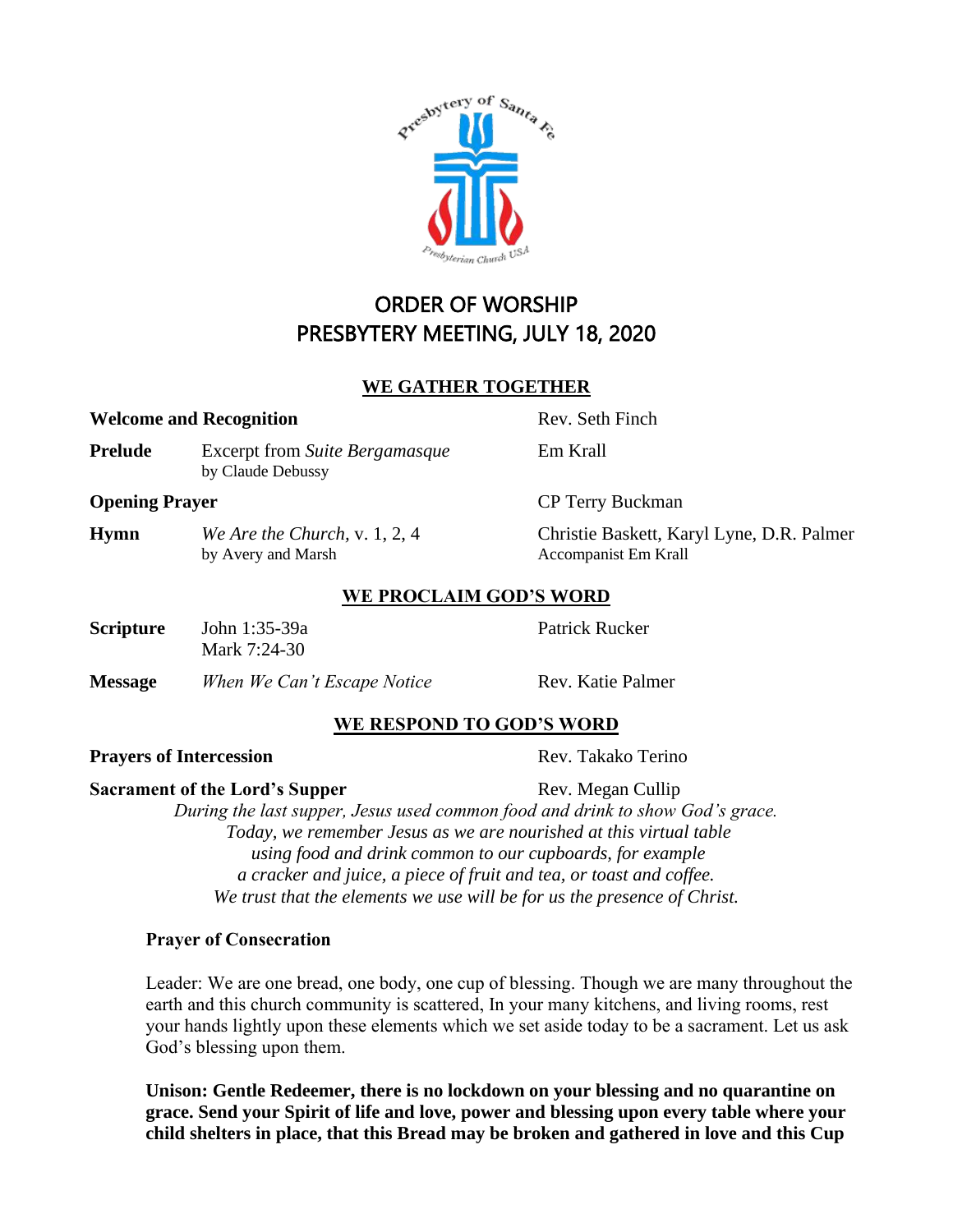# ORDER OF WORSHIP
# PRESBYTERY MEETING, JULY 18, 2020

## WE GATHER TOGETHER

**Welcome and Recognition** — Rev. Seth Finch

**Prelude** — Excerpt from *Suite Bergamasque* by Claude Debussy — Em Krall

**Opening Prayer** — CP Terry Buckman

**Hymn** — *We Are the Church*, v. 1, 2, 4 by Avery and Marsh — Christie Baskett, Karyl Lyne, D.R. Palmer, Accompanist Em Krall

## WE PROCLAIM GOD'S WORD

**Scripture** — John 1:35-39a, Mark 7:24-30 — Patrick Rucker

**Message** — *When We Can't Escape Notice* — Rev. Katie Palmer

## WE RESPOND TO GOD'S WORD

**Prayers of Intercession** — Rev. Takako Terino

**Sacrament of the Lord's Supper** — Rev. Megan Cullip

*During the last supper, Jesus used common food and drink to show God's grace.*
*Today, we remember Jesus as we are nourished at this virtual table*
*using food and drink common to our cupboards, for example*
*a cracker and juice, a piece of fruit and tea, or toast and coffee.*
*We trust that the elements we use will be for us the presence of Christ.*

**Prayer of Consecration**

Leader: We are one bread, one body, one cup of blessing. Though we are many throughout the earth and this church community is scattered, In your many kitchens, and living rooms, rest your hands lightly upon these elements which we set aside today to be a sacrament. Let us ask God's blessing upon them.

**Unison: Gentle Redeemer, there is no lockdown on your blessing and no quarantine on grace. Send your Spirit of life and love, power and blessing upon every table where your child shelters in place, that this Bread may be broken and gathered in love and this Cup**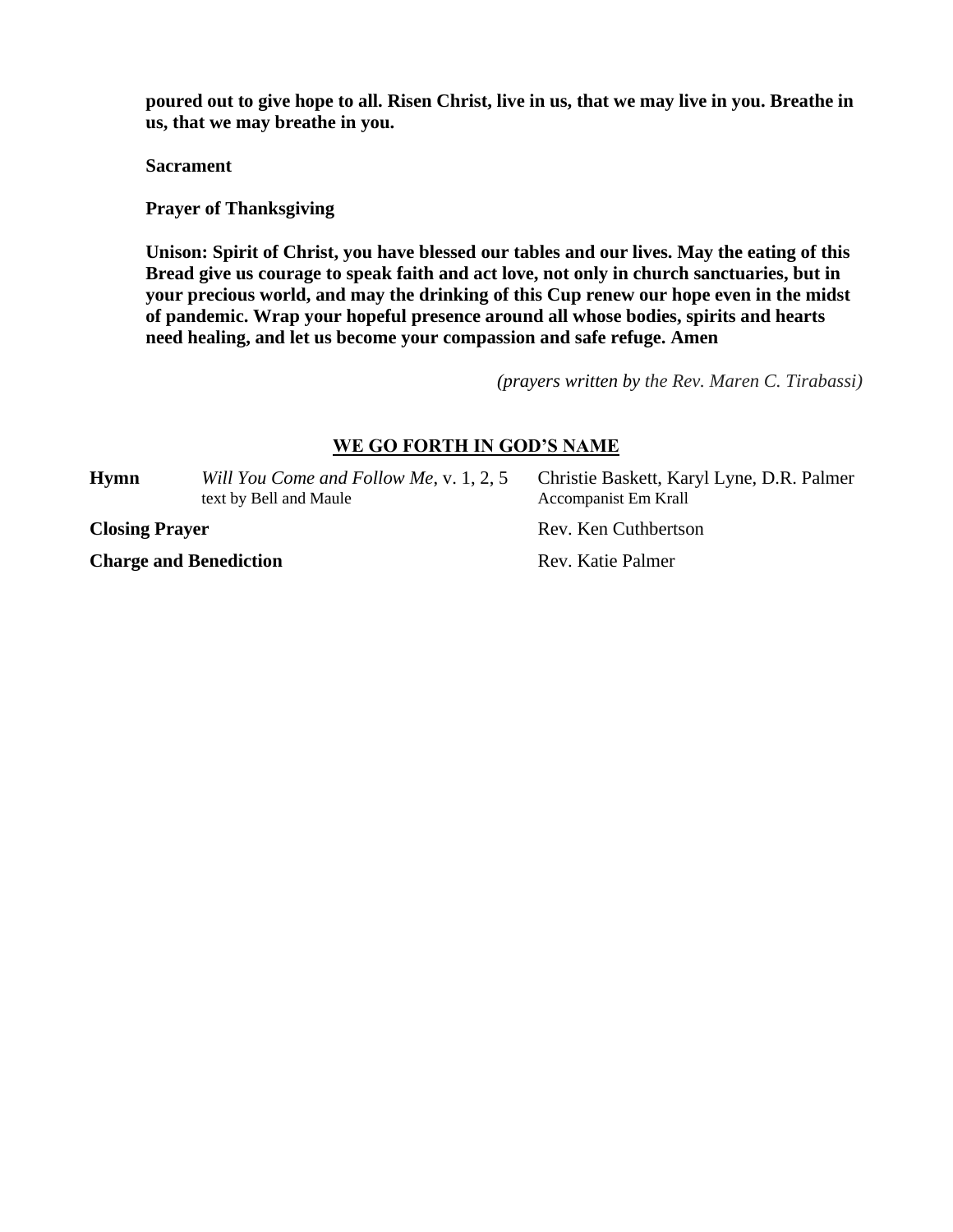**poured out to give hope to all. Risen Christ, live in us, that we may live in you. Breathe in us, that we may breathe in you.**

**Sacrament**

**Prayer of Thanksgiving**

**Unison: Spirit of Christ, you have blessed our tables and our lives. May the eating of this Bread give us courage to speak faith and act love, not only in church sanctuaries, but in your precious world, and may the drinking of this Cup renew our hope even in the midst of pandemic. Wrap your hopeful presence around all whose bodies, spirits and hearts need healing, and let us become your compassion and safe refuge. Amen**

*(prayers written by the Rev. Maren C. Tirabassi)*

## WE GO FORTH IN GOD'S NAME

**Hymn** *Will You Come and Follow Me*, v. 1, 2, 5 — Christie Baskett, Karyl Lyne, D.R. Palmer
text by Bell and Maule — Accompanist Em Krall

**Closing Prayer** — Rev. Ken Cuthbertson

**Charge and Benediction** — Rev. Katie Palmer